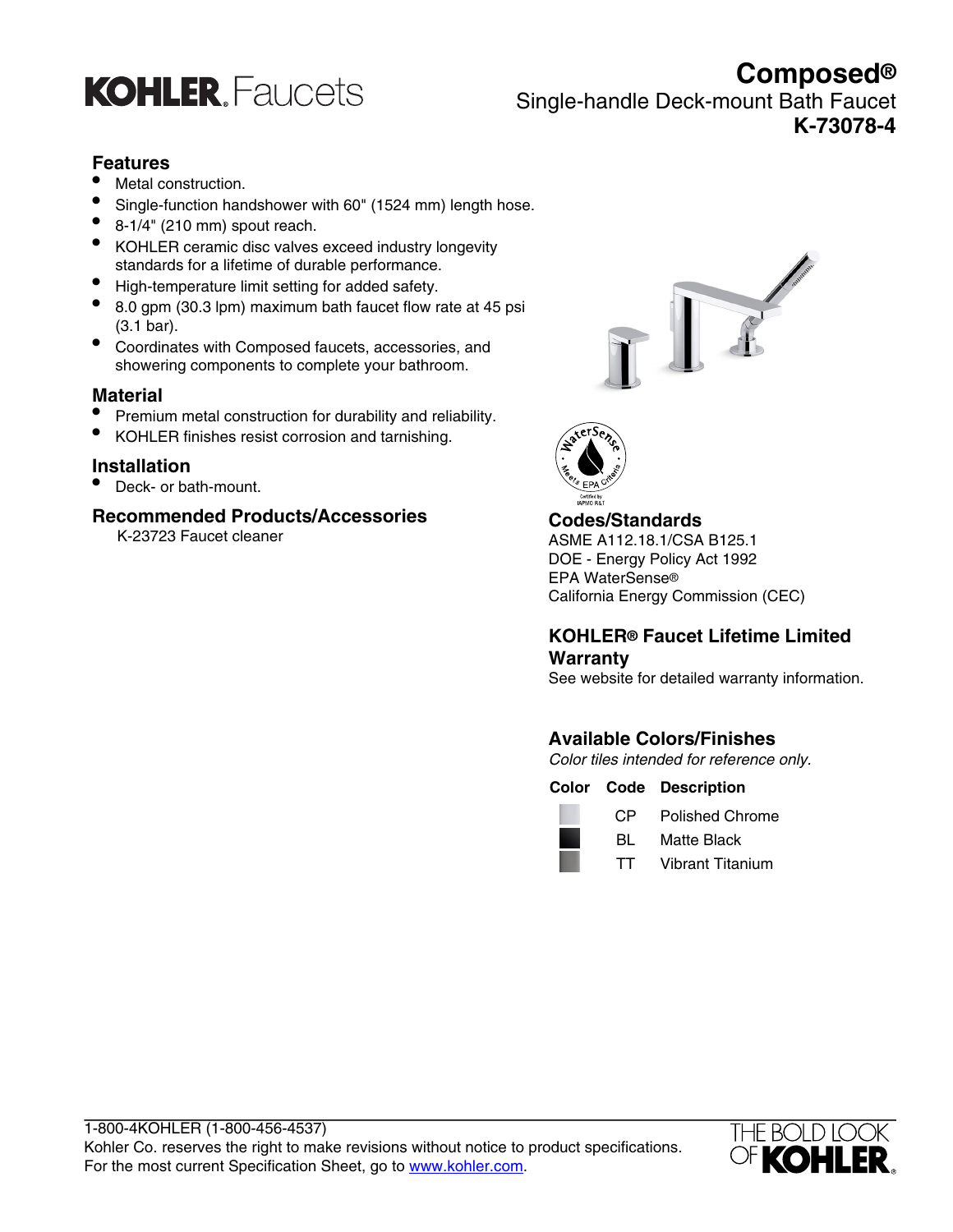# KOHLER Faucets

# Composed®

## Single-handle Deck-mount Bath Faucet

## K-73078-4

### Features

- Metal construction.
- Single-function handshower with 60" (1524 mm) length hose.
- 8-1/4" (210 mm) spout reach.
- KOHLER ceramic disc valves exceed industry longevity standards for a lifetime of durable performance.
- High-temperature limit setting for added safety.
- 8.0 gpm (30.3 lpm) maximum bath faucet flow rate at 45 psi (3.1 bar).
- Coordinates with Composed faucets, accessories, and showering components to complete your bathroom.

### Material

- Premium metal construction for durability and reliability.
- KOHLER finishes resist corrosion and tarnishing.

### Installation

- Deck- or bath-mount.

### Recommended Products/Accessories

K-23723 Faucet cleaner

### Codes/Standards

ASME A112.18.1/CSA B125.1
DOE - Energy Policy Act 1992
EPA WaterSense®
California Energy Commission (CEC)

### KOHLER® Faucet Lifetime Limited Warranty

See website for detailed warranty information.

### Available Colors/Finishes

*Color tiles intended for reference only.*

| Color | Code | Description |
|---|---|---|
| | CP | Polished Chrome |
| | BL | Matte Black |
| | TT | Vibrant Titanium |

1-800-4KOHLER (1-800-456-4537)
Kohler Co. reserves the right to make revisions without notice to product specifications.
For the most current Specification Sheet, go to www.kohler.com.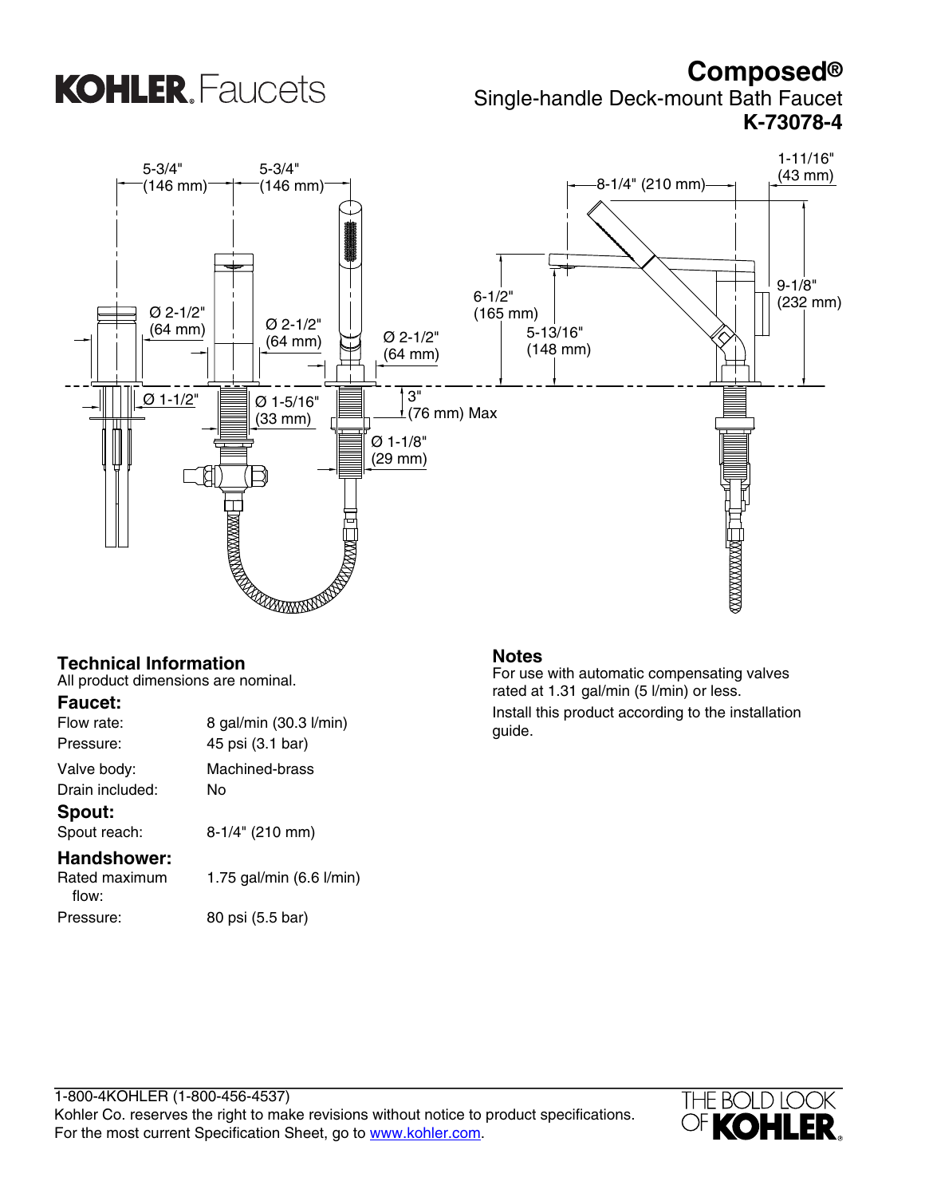# KOHLER. Faucets

## Composed®

Single-handle Deck-mount Bath Faucet

**K-73078-4**

5-3/4"
(146 mm)

5-3/4"
(146 mm)

Ø 2-1/2"
(64 mm)

Ø 2-1/2"
(64 mm)

Ø 2-1/2"
(64 mm)

Ø 1-1/2"

Ø 1-5/16"
(33 mm)

3"
(76 mm) Max

Ø 1-1/8"
(29 mm)

6-1/2"
(165 mm)

5-13/16"
(148 mm)

8-1/4" (210 mm)

1-11/16"
(43 mm)

9-1/8"
(232 mm)

### Technical Information

All product dimensions are nominal.

#### Faucet:

| | |
|---|---|
| Flow rate: | 8 gal/min (30.3 l/min) |
| Pressure: | 45 psi (3.1 bar) |
| Valve body: | Machined-brass |
| Drain included: | No |

#### Spout:

| | |
|---|---|
| Spout reach: | 8-1/4" (210 mm) |

#### Handshower:

| | |
|---|---|
| Rated maximum flow: | 1.75 gal/min (6.6 l/min) |
| Pressure: | 80 psi (5.5 bar) |

### Notes

For use with automatic compensating valves rated at 1.31 gal/min (5 l/min) or less.

Install this product according to the installation guide.

1-800-4KOHLER (1-800-456-4537)

Kohler Co. reserves the right to make revisions without notice to product specifications.

For the most current Specification Sheet, go to www.kohler.com.

THE BOLD LOOK OF KOHLER.